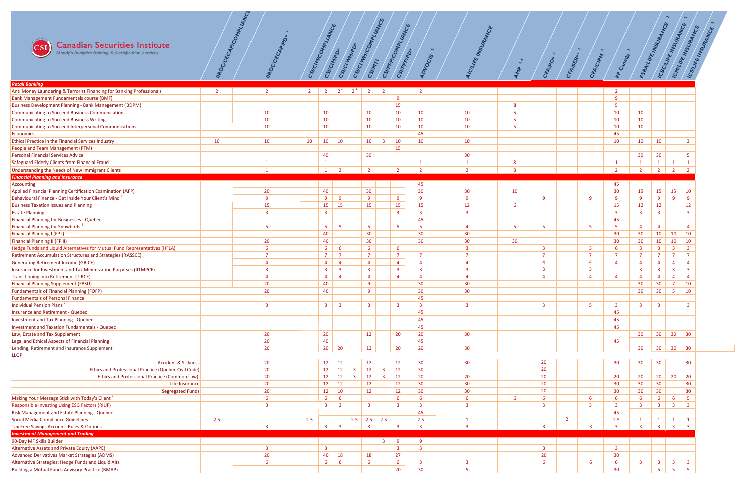# Canadian Securities Institute
Moody's Analytics Training & Certification Services

| Course | IIROC/CECAP/COMPLIANCE | IIROC/CECAP/PD* [1] | CSI/CIM/COMPLIANCE | CSI/CIM/PD* | CSI/CIWM/PD* | CSI/CIWM/COMPLIANCE | CSI/MTI | CSI/PFP/COMPLIANCE | CSI/PFP/PD* | ADVOCIS [2] | AIC/LIFE INSURANCE | AMP [2,5] | CFA/PD* [2] | CFA/SER** [2] | CFA/CIPM [2] | FP Canada [2] | FSRA/LIFE INSURANCE [2] | ICBC/LIFE INSURANCE [2] | ICM/LIFE INSURANCE [2] | ICS/LIFE INSURANCE [2] |
|---|---|---|---|---|---|---|---|---|---|---|---|---|---|---|---|---|---|---|---|---|
| ***Retail Banking*** | | | | | | | | | | | | | | | | | | | | |
| Anti Money Laundering & Terrorist Financing for Banking Professionals | 2 | 2 | 2 | 2 | 2 [1] | 2 [1] | 2 | 2 | | 2 | | | | | | 2 | | | | |
| Bank Management Fundamentals course (BMF) | | | | | | | | | 9 | | | | | | | 9 | | | | |
| Business Development Planning - Bank Management (BDPM) | | | | | | | | | 15 | | | 8 | | | | 5 | | | | |
| Communicating to Succeed Business Communications | | 10 | | 10 | | | 10 | | 10 | 10 | 10 | 5 | | | | 10 | 10 | | | |
| Communicating to Succeed Business Writing | | 10 | | 10 | | | 10 | | 10 | 10 | 10 | 5 | | | | 10 | 10 | | | |
| Communicating to Succeed Interpersonal Communications | | 10 | | 10 | | | 10 | | 10 | 10 | 10 | 5 | | | | 10 | 10 | | | |
| Economics | | | | | | | | | | 45 | | | | | | 45 | | | | |
| Ethical Practice in the Financial Services Industry | 10 | 10 | 10 | 10 | 10 | | 10 | 3 | 10 | 10 | 10 | | | | | 10 | 10 | 10 | | 3 |
| People and Team Management (PTM) | | | | | | | | | 15 | | | | | | | | | | | |
| Personal Financial Services Advice | | | | 40 | | | 30 | | | | 30 | | | | | | 30 | 30 | | 5 |
| Safeguard Elderly Clients from Financial Fraud | | 1 | | 1 | | | | | | 1 | 1 | 8 | | | | 1 | 1 | 1 | 1 | 1 |
| Understanding the Needs of New Immigrant Clients | | 1 | | 1 | 2 | | 2 | | 2 | 2 | 2 | 8 | | | | 2 | 2 | 2 | 2 | 2 |
| ***Financial Planning and Insurance*** | | | | | | | | | | | | | | | | | | | | |
| Accounting | | | | | | | | | | 45 | | | | | | 45 | | | | |
| Applied Financial Planning Certification Examination (AFP) | | 20 | | 40 | | | 30 | | | 30 | 30 | 10 | | | | 30 | 15 | 15 | 15 | 10 |
| Behavioural Finance - Get Inside Your Client's Mind [2] | | 9 | | 9 | 9 | | 9 | | 9 | 9 | 9 | | 9 | | 9 | 9 | 9 | 9 | 9 | 9 |
| Business Taxation Issues and Planning | | 15 | | 15 | 15 | | 15 | | 15 | 15 | 12 | 6 | | | | 15 | 12 | 12 | | 12 |
| Estate Planning | | 3 | | 3 | | | | | 3 | 3 | 3 | | | | | 3 | 3 | 3 | | |
| Financial Planning for Businesses - Quebec | | | | | | | | | | 45 | | | | | | 45 | | | | |
| Financial Planning for Snowbirds [2] | | 5 | | 5 | 5 | | 5 | | 5 | 5 | 4 | 5 | 5 | | 5 | 5 | 4 | 4 | | 4 |
| Financial Planning I (FP I) | | | | 40 | | | 30 | | | 30 | 30 | | | | | 30 | 30 | 10 | 10 | 10 |
| Financial Planning II (FP II) | | 20 | | 40 | | | 30 | | | 30 | 30 | 30 | | | | 30 | 30 | 10 | 10 | 10 |
| Hedge Funds and Liquid Alternatives for Mutual Fund Representatives (HFLA) | | 6 | | 6 | 6 | | 6 | | 6 | | 3 | | 3 | | 3 | 6 | 3 | 3 | 3 | 3 |
| Retirement Accumulation Structures and Strategies (RASSCE) | | 7 | | 7 | 7 | | 7 | | 7 | 7 | 7 | | 7 | | 7 | 7 | 7 | 7 | 7 | 7 |
| Generating Retirement Income (GRICE) | | 4 | | 4 | 4 | | 4 | | 4 | 4 | 4 | | 4 | | 4 | 4 | 4 | 4 | 4 | 4 |
| Insurance for Investment and Tax Minimization Purposes (IITMPCE) | | 3 | | 3 | 3 | | 3 | | 3 | 3 | 3 | | 3 | | 3 | | 3 | 3 | 3 | 3 |
| Transitioning into Retirement (TIRCE) | | 4 | | 4 | 4 | | 4 | | 4 | 4 | 4 | | 4 | | 4 | 4 | 4 | 4 | 4 | 4 |
| Financial Planning Supplement (FPSU) | | 20 | | 40 | | | 9 | | | 30 | 30 | | | | | | 30 | 30 | 7 | 10 |
| Fundamentals of Financial Planning (FOFP) | | 20 | | 40 | | | 9 | | | 30 | 30 | | | | | | 30 | 30 | 5 | 10 |
| Fundamentals of Personal Finance | | | | | | | | | | 45 | | | | | | | | | | |
| Individual Pension Plans [2] | | 3 | | 3 | 3 | | 3 | | 3 | 3 | 3 | | 3 | | 5 | 3 | 3 | 3 | | 3 |
| Insurance and Retirement - Quebec | | | | | | | | | | 45 | | | | | | 45 | | | | |
| Investment and Tax Planning - Quebec | | | | | | | | | | 45 | | | | | | 45 | | | | |
| Investment and Taxation Fundamentals - Quebec | | | | | | | | | | 45 | | | | | | 45 | | | | |
| Law, Estate and Tax Supplement | | 20 | | 20 | | | 12 | | 20 | 20 | 30 | | | | | | 30 | 30 | 30 | 30 |
| Legal and Ethical Aspects of Financial Planning | | 20 | | 40 | | | | | | 45 | | | | | | 45 | | | | |
| Lending, Retirement and Insurance Supplement | | 20 | | 20 | 20 | | 12 | | 20 | 20 | 30 | | | | | | 30 | 30 | 30 | 30 |
| LLQP | | | | | | | | | | | | | | | | | | | | |
| Accident & Sickness | | 20 | | 12 | 12 | | 12 | | 12 | 30 | 30 | | 20 | | | 30 | 30 | 30 | | 30 |
| Ethics and Professional Practice (Quebec Civil Code) | | 20 | | 12 | 12 | 3 | 12 | 3 | 12 | 30 | | | 20 | | | | | | | |
| Ethics and Professional Practice (Common Law) | | 20 | | 12 | 12 | 3 | 12 | 3 | 12 | 20 | 20 | | 20 | | | 20 | 20 | 20 | 20 | 20 |
| Life Insurance | | 20 | | 12 | 12 | | 12 | | 12 | 30 | 30 | | 20 | | | 30 | 30 | 30 | | 30 |
| Segregated Funds | | 20 | | 12 | 10 | | 12 | | 12 | 30 | 30 | | 20 | | | 30 | 30 | 30 | | 30 |
| Making Your Message Stick with Today's Client [2] | | 6 | | 6 | 6 | | | | 6 | 6 | 6 | 6 | 6 | | 6 | 6 | 6 | 6 | 6 | 5 |
| Responsible Investing Using ESG Factors (RIUF) | | 3 | | 3 | 3 | | 3 | | 3 | 3 | 3 | | 3 | | 3 | 3 | 3 | 3 | 3 | 3 |
| Risk Management and Estate Planning - Quebec | | | | | | | | | | 45 | | | | | | 45 | | | | |
| Social Media Compliance Guidelines | 2.5 | | 2.5 | | | 2.5 | 2.5 | 2.5 | | 2.5 | 1 | | | 2 | | 2.5 | 1 | 1 | 1 | 1 |
| Tax Free Savings Account- Rules & Options | | 3 | | 3 | 3 | | 3 | | 3 | 3 | 3 | | 3 | | 3 | 3 | 3 | 3 | 3 | 3 |
| ***Investment Management and Trading*** | | | | | | | | | | | | | | | | | | | | |
| 90-Day MF Skills Builder | | | | | | | | 3 | 9 | 9 | | | | | | | | | | |
| Alternative Assets and Private Equity (AAPE) | | 3 | | 3 | | | | | 3 | 3 | | | 3 | | | 3 | | | | |
| Advanced Derivatives Market Strategies (ADMS) | | 20 | | 40 | 18 | | 18 | | 27 | | | | 20 | | | 30 | | | | |
| Alternative Strategies: Hedge Funds and Liquid Alts | | 6 | | 6 | 6 | | 6 | | 6 | 3 | 3 | | 6 | | 6 | 6 | 3 | 3 | 3 | 3 |
| Building a Mutual Funds Advisory Practice (BMAP) | | | | | | | | | 20 | 30 | 5 | | | | | 30 | | 5 | 5 | 5 |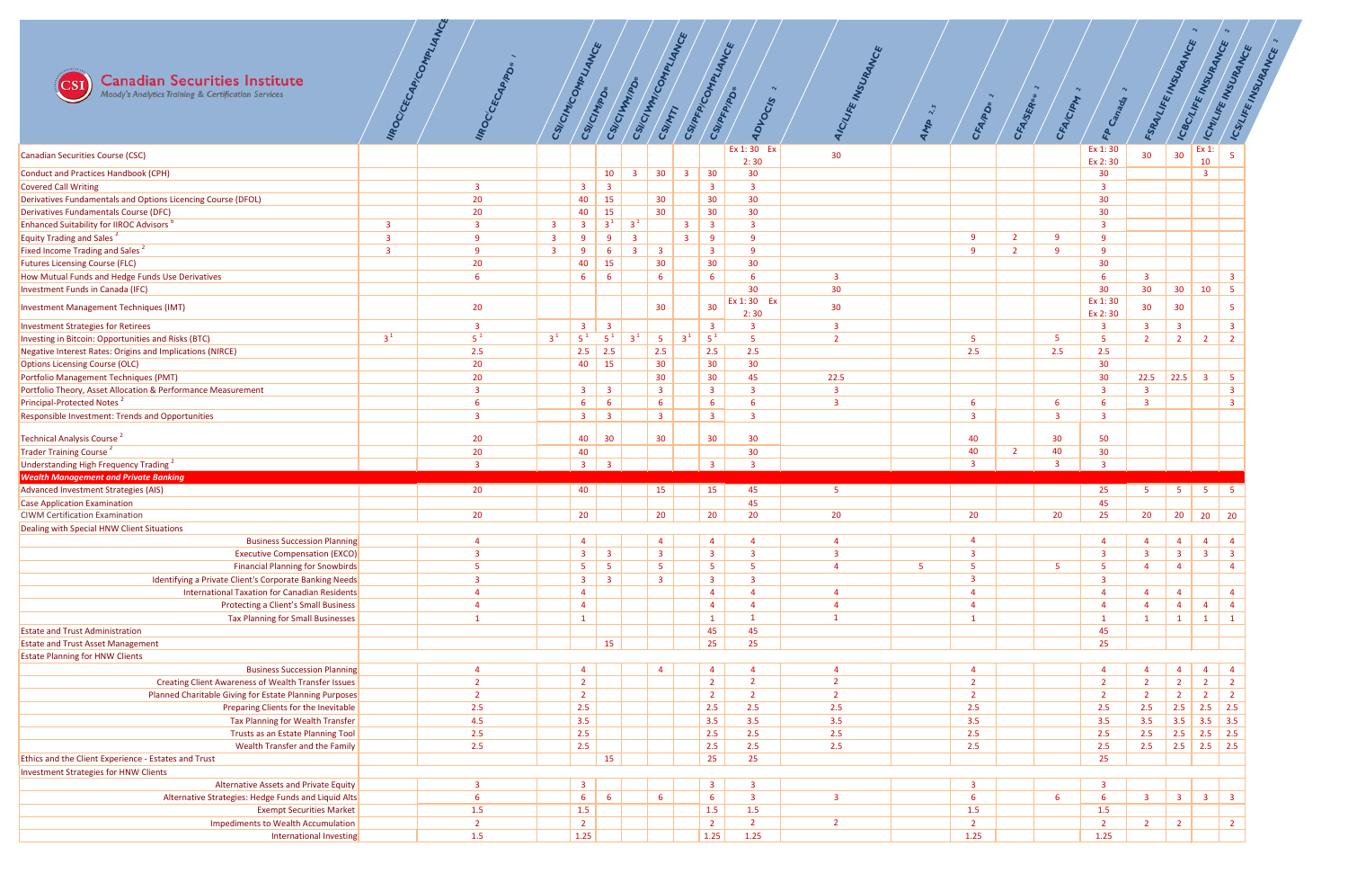**Canadian Securities Institute**
Moody's Analytics Training & Certification Services

| | IIROC/CECAP/COMPLIANCE | IIROC/CECAP/PD* [1] | CSI/CIM/COMPLIANCE | CSI/CIM/PD* | CSI/CIWM/PD* | CSI/CIWM/COMPLIANCE | CSI/MTI | CSI/PFP/COMPLIANCE | CSI/PFP/PD* | ADVOCIS [3] | AIC/LIFE INSURANCE | AMP [3,5] | CFA/PD* [2] | CFA/SER** [2] | CFA/CIPM [2] | FP Canada [3] | FSRA/LIFE INSURANCE [2] | ICBC/LIFE INSURANCE [2] | ICM/LIFE INSURANCE [2] | ICS/LIFE INSURANCE [2] |
|---|---|---|---|---|---|---|---|---|---|---|---|---|---|---|---|---|---|---|---|---|
| Canadian Securities Course (CSC) | | | | | | | | | | Ex 1: 30 Ex 2: 30 | 30 | | | | | Ex 1: 30 Ex 2: 30 | 30 | 30 | Ex 1: 10 | 5 |
| Conduct and Practices Handbook (CPH) | | | | | 10 | 3 | 30 | 3 | 30 | 30 | | | | | | 30 | | | 3 | |
| Covered Call Writing | | 3 | | 3 | 3 | | | | 3 | 3 | | | | | | 3 | | | | |
| Derivatives Fundamentals and Options Licencing Course (DFOL) | | 20 | | 40 | 15 | | 30 | | 30 | 30 | | | | | | 30 | | | | |
| Derivatives Fundamentals Course (DFC) | | 20 | | 40 | 15 | | 30 | | 30 | 30 | | | | | | 30 | | | | |
| Enhanced Suitability for IIROC Advisors [6] | 3 | 3 | 3 | 3 | 3 [1] | 3 [1] | | 3 | 3 | 3 | | | | | | 3 | | | | |
| Equity Trading and Sales [2] | 3 | 9 | 3 | 9 | 9 | 3 | | 3 | 9 | 9 | | | 9 | 2 | 9 | 9 | | | | |
| Fixed Income Trading and Sales [2] | 3 | 9 | 3 | 9 | 6 | 3 | 3 | | 3 | 9 | | | 9 | 2 | 9 | 9 | | | | |
| Futures Licensing Course (FLC) | | 20 | | 40 | 15 | | 30 | | 30 | 30 | | | | | | 30 | | | | |
| How Mutual Funds and Hedge Funds Use Derivatives | | 6 | | 6 | 6 | | 6 | | 6 | 6 | 3 | | | | | 6 | 3 | | | 3 |
| Investment Funds in Canada (IFC) | | | | | | | | | | 30 | 30 | | | | | 30 | 30 | 30 | 10 | 5 |
| Investment Management Techniques (IMT) | | 20 | | | | | 30 | | 30 | Ex 1: 30 Ex 2: 30 | 30 | | | | | Ex 1: 30 Ex 2: 30 | 30 | 30 | | 5 |
| Investment Strategies for Retirees | | 3 | | 3 | 3 | | | | 3 | 3 | 3 | | | | | 3 | 3 | 3 | | 3 |
| Investing in Bitcoin: Opportunities and Risks (BTC) | 3 [1] | 5 [1] | 3 [1] | 5 [1] | 5 [1] | 3 [1] | 5 | 3 [1] | 5 [1] | 5 | 2 | | 5 | | 5 | 5 | 2 | 2 | 2 | 2 |
| Negative Interest Rates: Origins and Implications (NIRCE) | | 2.5 | | 2.5 | 2.5 | | 2.5 | | 2.5 | 2.5 | | | 2.5 | | 2.5 | 2.5 | | | | |
| Options Licensing Course (OLC) | | 20 | | 40 | 15 | | 30 | | 30 | 30 | | | | | | 30 | | | | |
| Portfolio Management Techniques (PMT) | | 20 | | | | | 30 | | 30 | 45 | 22.5 | | | | | 30 | 22.5 | 22.5 | 3 | 5 |
| Portfolio Theory, Asset Allocation & Performance Measurement | | 3 | | 3 | 3 | | 3 | | 3 | 3 | 3 | | | | | 3 | 3 | | | 3 |
| Principal-Protected Notes [2] | | 6 | | 6 | 6 | | 6 | | 6 | 6 | 3 | | | | | 6 | 3 | | | 3 |
| Responsible Investment: Trends and Opportunities | | 3 | | 3 | 3 | | 3 | | 3 | 3 | | | 3 | | 3 | 3 | | | | |
| Technical Analysis Course [2] | | 20 | | 40 | 30 | | 30 | | 30 | 30 | | | 40 | | 30 | 50 | | | | |
| Trader Training Course [2] | | 20 | | 40 | | | | | | 30 | | | 40 | 2 | 40 | 30 | | | | |
| Understanding High Frequency Trading [2] | | 3 | | 3 | 3 | | | | 3 | 3 | | | 3 | | 3 | 3 | | | | |
| ***Wealth Management and Private Banking*** | | | | | | | | | | | | | | | | | | | | |
| Advanced Investment Strategies (AIS) | | 20 | | 40 | | | 15 | | 15 | 45 | 5 | | | | | 25 | 5 | 5 | 5 | 5 |
| Case Application Examination | | | | | | | | | | 45 | | | | | | 45 | | | | |
| CIWM Certification Examination | | 20 | | 20 | | | 20 | | 20 | 20 | 20 | | 20 | | 20 | 25 | 20 | 20 | 20 | 20 |
| Dealing with Special HNW Client Situations | | | | | | | | | | | | | | | | | | | | |
| Business Succession Planning | | 4 | | 4 | | | 4 | | 4 | 4 | 4 | | 4 | | | 4 | 4 | 4 | 4 | 4 |
| Executive Compensation (EXCO) | | 3 | | 3 | 3 | | 3 | | 3 | 3 | 3 | | 3 | | | 3 | 3 | 3 | 3 | 3 |
| Financial Planning for Snowbirds | | 5 | | 5 | 5 | | 5 | | 5 | 5 | 4 | 5 | 5 | | 5 | 5 | 4 | 4 | | 4 |
| Identifying a Private Client's Corporate Banking Needs | | 3 | | 3 | 3 | | 3 | | 3 | 3 | | | 3 | | | 3 | | | | |
| International Taxation for Canadian Residents | | 4 | | 4 | | | | | 4 | 4 | 4 | | 4 | | | 4 | 4 | 4 | | 4 |
| Protecting a Client's Small Business | | 4 | | 4 | | | | | 4 | 4 | 4 | | 4 | | | 4 | 4 | 4 | 4 | 4 |
| Tax Planning for Small Businesses | | 1 | | 1 | | | | | 1 | 1 | 1 | | 1 | | | 1 | 1 | 1 | 1 | 1 |
| Estate and Trust Administration | | | | | | | | | 45 | 45 | | | | | | 45 | | | | |
| Estate and Trust Asset Management | | | | | 15 | | | | 25 | 25 | | | | | | 25 | | | | |
| Estate Planning for HNW Clients | | | | | | | | | | | | | | | | | | | | |
| Business Succession Planning | | 4 | | 4 | | | 4 | | 4 | 4 | 4 | | 4 | | | 4 | 4 | 4 | 4 | 4 |
| Creating Client Awareness of Wealth Transfer Issues | | 2 | | 2 | | | | | 2 | 2 | 2 | | 2 | | | 2 | 2 | 2 | 2 | 2 |
| Planned Charitable Giving for Estate Planning Purposes | | 2 | | 2 | | | | | 2 | 2 | 2 | | 2 | | | 2 | 2 | 2 | 2 | 2 |
| Preparing Clients for the Inevitable | | 2.5 | | 2.5 | | | | | 2.5 | 2.5 | 2.5 | | 2.5 | | | 2.5 | 2.5 | 2.5 | 2.5 | 2.5 |
| Tax Planning for Wealth Transfer | | 4.5 | | 3.5 | | | | | 3.5 | 3.5 | 3.5 | | 3.5 | | | 3.5 | 3.5 | 3.5 | 3.5 | 3.5 |
| Trusts as an Estate Planning Tool | | 2.5 | | 2.5 | | | | | 2.5 | 2.5 | 2.5 | | 2.5 | | | 2.5 | 2.5 | 2.5 | 2.5 | 2.5 |
| Wealth Transfer and the Family | | 2.5 | | 2.5 | | | | | 2.5 | 2.5 | 2.5 | | 2.5 | | | 2.5 | 2.5 | 2.5 | 2.5 | 2.5 |
| Ethics and the Client Experience - Estates and Trust | | | | | 15 | | | | 25 | 25 | | | | | | 25 | | | | |
| Investment Strategies for HNW Clients | | | | | | | | | | | | | | | | | | | | |
| Alternative Assets and Private Equity | | 3 | | 3 | | | | | 3 | 3 | | | 3 | | | 3 | | | | |
| Alternative Strategies: Hedge Funds and Liquid Alts | | 6 | | 6 | 6 | | 6 | | 6 | 3 | 3 | | 6 | | 6 | 6 | 3 | 3 | 3 | 3 |
| Exempt Securities Market | | 1.5 | | 1.5 | | | | | 1.5 | 1.5 | | | 1.5 | | | 1.5 | | | | |
| Impediments to Wealth Accumulation | | 2 | | 2 | | | | | 2 | 2 | 2 | | 2 | | | 2 | 2 | 2 | | 2 |
| International Investing | | 1.5 | | 1.25 | | | | | 1.25 | 1.25 | | | 1.25 | | | 1.25 | | | | |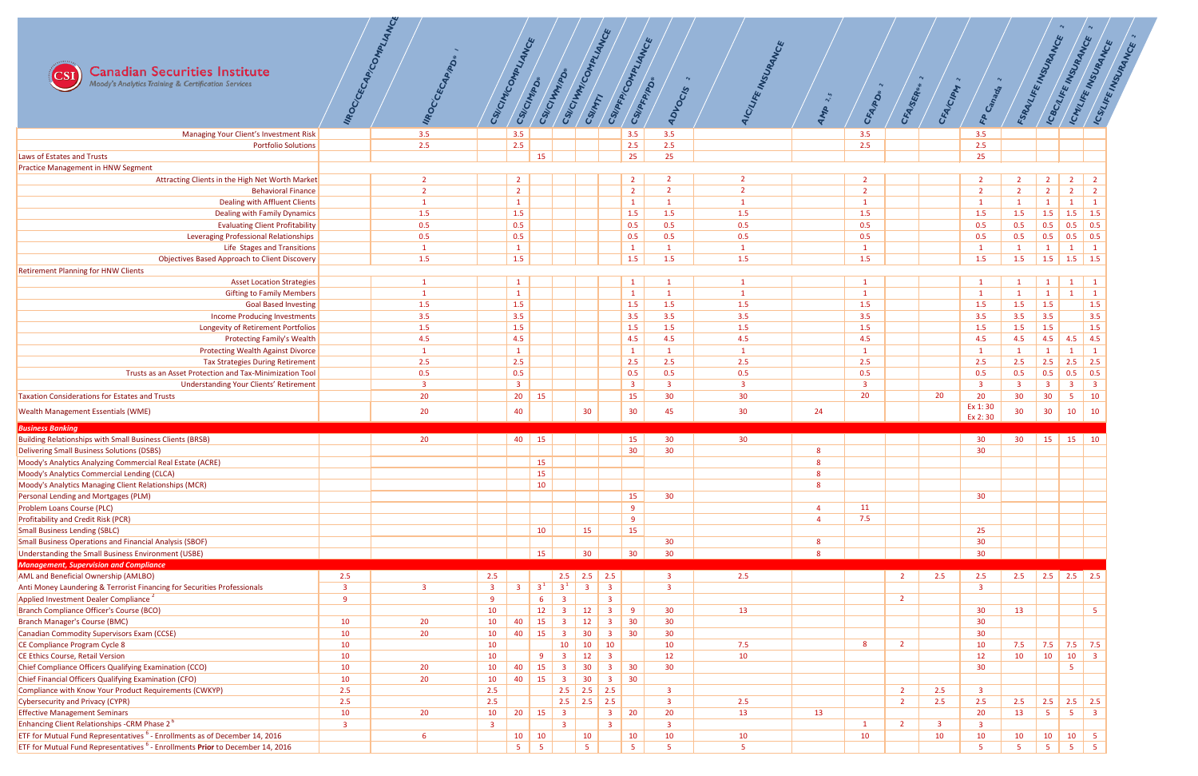| | IIROC/CECAP/COMPLIANCE | IIROC/CECAP/PD* [1] | CSI/CIM/COMPLIANCE | CSI/CIM/PD* | CSI/CIWM/PD* | CSI/CIWM/COMPLIANCE | CSI/MTI | CSI/PFP/COMPLIANCE | CSI/PFP/PD* | ADVOCIS [3] | AIC/LIFE INSURANCE | AMP [2,5] | CFA/PD* [2] | CFA/SER** [2] | CFA/CIPM [2] | FP Canada [3] | FSRA/LIFE INSURANCE [2] | ICBC/LIFE INSURANCE [2] | ICM/LIFE INSURANCE [2] | ICS/LIFE INSURANCE [2] |
|---|---|---|---|---|---|---|---|---|---|---|---|---|---|---|---|---|---|---|---|---|
| Managing Your Client's Investment Risk | | 3.5 | | 3.5 | | | | | 3.5 | 3.5 | | | 3.5 | | | 3.5 | | | | |
| Portfolio Solutions | | 2.5 | | 2.5 | | | | | 2.5 | 2.5 | | | 2.5 | | | 2.5 | | | | |
| Laws of Estates and Trusts | | | | | 15 | | | | 25 | 25 | | | | | | 25 | | | | |
| Practice Management in HNW Segment | | | | | | | | | | | | | | | | | | | | |
| Attracting Clients in the High Net Worth Market | | 2 | | 2 | | | | | 2 | 2 | 2 | | 2 | | | 2 | 2 | 2 | 2 | 2 |
| Behavioral Finance | | 2 | | 2 | | | | | 2 | 2 | 2 | | 2 | | | 2 | 2 | 2 | 2 | 2 |
| Dealing with Affluent Clients | | 1 | | 1 | | | | | 1 | 1 | 1 | | 1 | | | 1 | 1 | 1 | 1 | 1 |
| Dealing with Family Dynamics | | 1.5 | | 1.5 | | | | | 1.5 | 1.5 | 1.5 | | 1.5 | | | 1.5 | 1.5 | 1.5 | 1.5 | 1.5 |
| Evaluating Client Profitability | | 0.5 | | 0.5 | | | | | 0.5 | 0.5 | 0.5 | | 0.5 | | | 0.5 | 0.5 | 0.5 | 0.5 | 0.5 |
| Leveraging Professional Relationships | | 0.5 | | 0.5 | | | | | 0.5 | 0.5 | 0.5 | | 0.5 | | | 0.5 | 0.5 | 0.5 | 0.5 | 0.5 |
| Life Stages and Transitions | | 1 | | 1 | | | | | 1 | 1 | 1 | | 1 | | | 1 | 1 | 1 | 1 | 1 |
| Objectives Based Approach to Client Discovery | | 1.5 | | 1.5 | | | | | 1.5 | 1.5 | 1.5 | | 1.5 | | | 1.5 | 1.5 | 1.5 | 1.5 | 1.5 |
| Retirement Planning for HNW Clients | | | | | | | | | | | | | | | | | | | | |
| Asset Location Strategies | | 1 | | 1 | | | | | 1 | 1 | 1 | | 1 | | | 1 | 1 | 1 | 1 | 1 |
| Gifting to Family Members | | 1 | | 1 | | | | | 1 | 1 | 1 | | 1 | | | 1 | 1 | 1 | 1 | 1 |
| Goal Based Investing | | 1.5 | | 1.5 | | | | | 1.5 | 1.5 | 1.5 | | 1.5 | | | 1.5 | 1.5 | 1.5 | | 1.5 |
| Income Producing Investments | | 3.5 | | 3.5 | | | | | 3.5 | 3.5 | 3.5 | | 3.5 | | | 3.5 | 3.5 | 3.5 | | 3.5 |
| Longevity of Retirement Portfolios | | 1.5 | | 1.5 | | | | | 1.5 | 1.5 | 1.5 | | 1.5 | | | 1.5 | 1.5 | 1.5 | | 1.5 |
| Protecting Family's Wealth | | 4.5 | | 4.5 | | | | | 4.5 | 4.5 | 4.5 | | 4.5 | | | 4.5 | 4.5 | 4.5 | 4.5 | 4.5 |
| Protecting Wealth Against Divorce | | 1 | | 1 | | | | | 1 | 1 | 1 | | 1 | | | 1 | 1 | 1 | 1 | 1 |
| Tax Strategies During Retirement | | 2.5 | | 2.5 | | | | | 2.5 | 2.5 | 2.5 | | 2.5 | | | 2.5 | 2.5 | 2.5 | 2.5 | 2.5 |
| Trusts as an Asset Protection and Tax-Minimization Tool | | 0.5 | | 0.5 | | | | | 0.5 | 0.5 | 0.5 | | 0.5 | | | 0.5 | 0.5 | 0.5 | 0.5 | 0.5 |
| Understanding Your Clients' Retirement | | 3 | | 3 | | | | | 3 | 3 | 3 | | 3 | | | 3 | 3 | 3 | 3 | 3 |
| Taxation Considerations for Estates and Trusts | | 20 | | 20 | 15 | | | | 15 | 30 | 30 | | 20 | | 20 | 20 | 30 | 30 | 5 | 10 |
| Wealth Management Essentials (WME) | | 20 | | 40 | | | 30 | | 30 | 45 | 30 | 24 | | | | Ex 1: 30 Ex 2: 30 | 30 | 30 | 10 | 10 |
| ***Business Banking*** | | | | | | | | | | | | | | | | | | | | |
| Building Relationships with Small Business Clients (BRSB) | | 20 | | 40 | 15 | | | | 15 | 30 | 30 | | | | | 30 | 30 | 15 | 15 | 10 |
| Delivering Small Business Solutions (DSBS) | | | | | | | | | 30 | 30 | | 8 | | | | 30 | | | | |
| Moody's Analytics Analyzing Commercial Real Estate (ACRE) | | | | | 15 | | | | | | | 8 | | | | | | | | |
| Moody's Analytics Commercial Lending (CLCA) | | | | | 15 | | | | | | | 8 | | | | | | | | |
| Moody's Analytics Managing Client Relationships (MCR) | | | | | 10 | | | | | | | 8 | | | | | | | | |
| Personal Lending and Mortgages (PLM) | | | | | | | | | 15 | 30 | | | | | | 30 | | | | |
| Problem Loans Course (PLC) | | | | | | | | | 9 | | | 4 | 11 | | | | | | | |
| Profitability and Credit Risk (PCR) | | | | | | | | | 9 | | | 4 | 7.5 | | | | | | | |
| Small Business Lending (SBLC) | | | | | 10 | | 15 | | 15 | | | | | | | 25 | | | | |
| Small Business Operations and Financial Analysis (SBOF) | | | | | | | | | | 30 | | 8 | | | | 30 | | | | |
| Understanding the Small Business Environment (USBE) | | | | | 15 | | 30 | | 30 | 30 | | 8 | | | | 30 | | | | |
| ***Management, Supervision and Compliance*** | | | | | | | | | | | | | | | | | | | | |
| AML and Beneficial Ownership (AMLBO) | 2.5 | | 2.5 | | | 2.5 | 2.5 | 2.5 | | 3 | 2.5 | | | 2 | 2.5 | 2.5 | 2.5 | 2.5 | 2.5 | 2.5 |
| Anti Money Laundering & Terrorist Financing for Securities Professionals | 3 | 3 | 3 | 3 | 3 [1] | 3 [1] | 3 | 3 | | 3 | | | | | | 3 | | | | |
| Applied Investment Dealer Compliance [2] | 9 | | 9 | | 6 | 3 | | 3 | | | | | | 2 | | | | | | |
| Branch Compliance Officer's Course (BCO) | | | 10 | | 12 | 3 | 12 | 3 | 9 | 30 | 13 | | | | | 30 | 13 | | | 5 |
| Branch Manager's Course (BMC) | 10 | 20 | 10 | 40 | 15 | 3 | 12 | 3 | 30 | 30 | | | | | | 30 | | | | |
| Canadian Commodity Supervisors Exam (CCSE) | 10 | 20 | 10 | 40 | 15 | 3 | 30 | 3 | 30 | 30 | | | | | | 30 | | | | |
| CE Compliance Program Cycle 8 | 10 | | 10 | | | 10 | 10 | 10 | | 10 | 7.5 | | 8 | 2 | | 10 | 7.5 | 7.5 | 7.5 | 7.5 |
| CE Ethics Course, Retail Version | 10 | | 10 | | 9 | 3 | 12 | 3 | | 12 | 10 | | | | | 12 | 10 | 10 | 10 | 3 |
| Chief Compliance Officers Qualifying Examination (CCO) | 10 | 20 | 10 | 40 | 15 | 3 | 30 | 3 | 30 | 30 | | | | | | 30 | | | 5 | |
| Chief Financial Officers Qualifying Examination (CFO) | 10 | 20 | 10 | 40 | 15 | 3 | 30 | 3 | 30 | | | | | | | | | | | |
| Compliance with Know Your Product Requirements (CWKYP) | 2.5 | | 2.5 | | | 2.5 | 2.5 | 2.5 | | 3 | | | | 2 | 2.5 | 3 | | | | |
| Cybersecurity and Privacy (CYPR) | 2.5 | | 2.5 | | | 2.5 | 2.5 | 2.5 | | 3 | 2.5 | | | 2 | 2.5 | 2.5 | 2.5 | 2.5 | 2.5 | 2.5 |
| Effective Management Seminars | 10 | 20 | 10 | 20 | 15 | 3 | | 3 | 20 | 20 | 13 | 13 | | | | 20 | 13 | 5 | 5 | 3 |
| Enhancing Client Relationships -CRM Phase 2 [6] | 3 | | 3 | | | 3 | | 3 | | 3 | | | 1 | 2 | 3 | 3 | | | | |
| ETF for Mutual Fund Representatives [6] - Enrollments as of December 14, 2016 | | 6 | | 10 | 10 | | 10 | | 10 | 10 | 10 | | 10 | | 10 | 10 | 10 | 10 | 10 | 5 |
| ETF for Mutual Fund Representatives [6] - Enrollments **Prior** to December 14, 2016 | | | | 5 | 5 | | 5 | | 5 | 5 | 5 | | | | | 5 | 5 | 5 | 5 | 5 |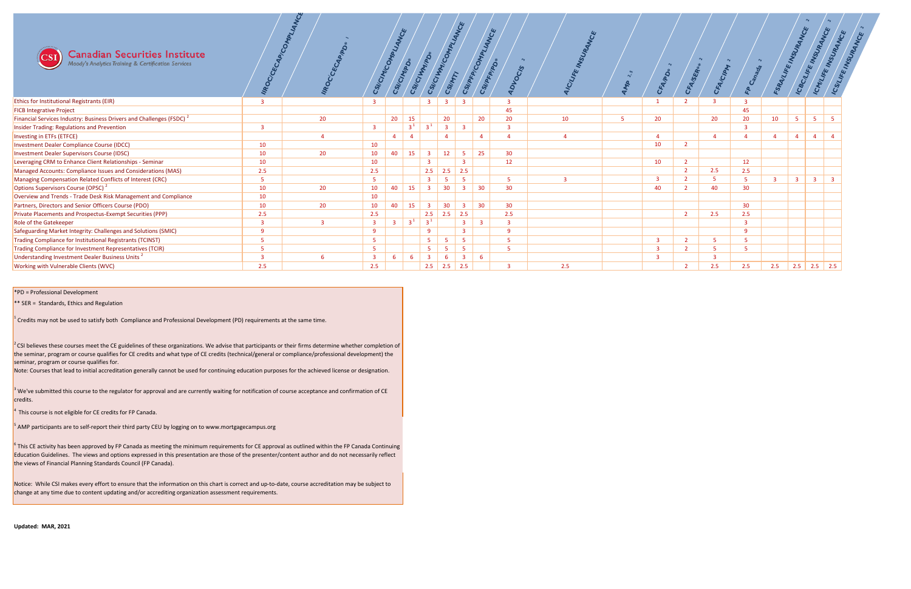# Canadian Securities Institute

Moody's Analytics Training & Certification Services

| | IIROC/CE/CAP/COMPLIANCE | IIROC/CE/CAP/PD*[1] | CSI/CIM/COMPLIANCE | CSI/CIM/PD* | CSI/CIWM/PD* | CSI/CIWM/COMPLIANCE | CSI/MTI | CSI/PFP/COMPLIANCE | CSI/PFP/PD* | ADVOCIS[3] | AIC/LIFE INSURANCE | AMP[2,5] | CFA/PD*[2] | CFA/SER**[2] | CFA/CIPM[2] | FP Canada[2] | FSRA/LIFE INSURANCE | ICBC/LIFE INSURANCE[2] | ICM/LIFE INSURANCE[2] | ICS/LIFE INSURANCE[2] |
|---|---|---|---|---|---|---|---|---|---|---|---|---|---|---|---|---|---|---|---|---|
| Ethics for Institutional Registrants (EIR) | 3 | | 3 | | | 3 | 3 | 3 | | 3 | | | 1 | 2 | 3 | 3 | | | | |
| FICB Integrative Project | | | | | | | | | | 45 | | | | | | 45 | | | | |
| Financial Services Industry: Business Drivers and Challenges (FSDC)[2] | | 20 | | 20 | 15 | | 20 | | 20 | 20 | 10 | 5 | 20 | | 20 | 20 | 10 | 5 | 5 | 5 |
| Insider Trading: Regulations and Prevention | 3 | | 3 | | 3[1] | 3[1] | 3 | 3 | | 3 | | | | | | 3 | | | | |
| Investing in ETFs (ETFCE) | | 4 | | 4 | 4 | | 4 | | 4 | 4 | 4 | | 4 | | 4 | 4 | 4 | 4 | 4 | 4 |
| Investment Dealer Compliance Course (IDCC) | 10 | | 10 | | | | | | | | | | 10 | 2 | | | | | | |
| Investment Dealer Supervisors Course (IDSC) | 10 | 20 | 10 | 40 | 15 | 3 | 12 | 5 | 25 | 30 | | | | | | | | | | |
| Leveraging CRM to Enhance Client Relationships - Seminar | 10 | | 10 | | | 3 | | 3 | | 12 | | | 10 | 2 | | 12 | | | | |
| Managed Accounts: Compliance Issues and Considerations (MAS) | 2.5 | | 2.5 | | | 2.5 | 2.5 | 2.5 | | | | | | 2 | 2.5 | 2.5 | | | | |
| Managing Compensation Related Conflicts of Interest (CRC) | 5 | | 5 | | | 3 | 5 | 5 | | 5 | 3 | | 3 | 2 | 5 | 5 | 3 | 3 | 3 | 3 |
| Options Supervisors Course (OPSC)[2] | 10 | 20 | 10 | 40 | 15 | 3 | 30 | 3 | 30 | 30 | | | 40 | 2 | 40 | 30 | | | | |
| Overview and Trends - Trade Desk Risk Management and Compliance | 10 | | 10 | | | | | | | | | | | | | | | | | |
| Partners, Directors and Senior Officers Course (PDO) | 10 | 20 | 10 | 40 | 15 | 3 | 30 | 3 | 30 | 30 | | | | | | 30 | | | | |
| Private Placements and Prospectus-Exempt Securities (PPP) | 2.5 | | 2.5 | | | 2.5 | 2.5 | 2.5 | | 2.5 | | | | 2 | 2.5 | 2.5 | | | | |
| Role of the Gatekeeper | 3 | 3 | 3 | 3 | 3[1] | 3[1] | | 3 | 3 | 3 | | | | | | 3 | | | | |
| Safeguarding Market Integrity: Challenges and Solutions (SMIC) | 9 | | 9 | | | 9 | | 3 | | 9 | | | | | | 9 | | | | |
| Trading Compliance for Institutional Registrants (TCINST) | 5 | | 5 | | | 5 | 5 | 5 | | 5 | | | 3 | 2 | 5 | 5 | | | | |
| Trading Compliance for Investment Representatives (TCIR) | 5 | | 5 | | | 5 | 5 | 5 | | 5 | | | 3 | 2 | 5 | 5 | | | | |
| Understanding Investment Dealer Business Units[2] | 3 | 6 | 3 | 6 | 6 | 3 | 6 | 3 | 6 | | | | 3 | | 3 | | | | | |
| Working with Vulnerable Clients (WVC) | 2.5 | | 2.5 | | | 2.5 | 2.5 | 2.5 | | 3 | 2.5 | | | 2 | 2.5 | 2.5 | 2.5 | 2.5 | 2.5 | 2.5 |

*PD = Professional Development

** SER = Standards, Ethics and Regulation

[1] Credits may not be used to satisfy both Compliance and Professional Development (PD) requirements at the same time.

[2] CSI believes these courses meet the CE guidelines of these organizations. We advise that participants or their firms determine whether completion of the seminar, program or course qualifies for CE credits and what type of CE credits (technical/general or compliance/professional development) the seminar, program or course qualifies for.
Note: Courses that lead to initial accreditation generally cannot be used for continuing education purposes for the achieved license or designation.

[3] We've submitted this course to the regulator for approval and are currently waiting for notification of course acceptance and confirmation of CE credits.

[4] This course is not eligible for CE credits for FP Canada.

[5] AMP participants are to self-report their third party CEU by logging on to www.mortgagecampus.org

[6] This CE activity has been approved by FP Canada as meeting the minimum requirements for CE approval as outlined within the FP Canada Continuing Education Guidelines. The views and options expressed in this presentation are those of the presenter/content author and do not necessarily reflect the views of Financial Planning Standards Council (FP Canada).

Notice: While CSI makes every effort to ensure that the information on this chart is correct and up-to-date, course accreditation may be subject to change at any time due to content updating and/or accrediting organization assessment requirements.

**Updated: MAR, 2021**